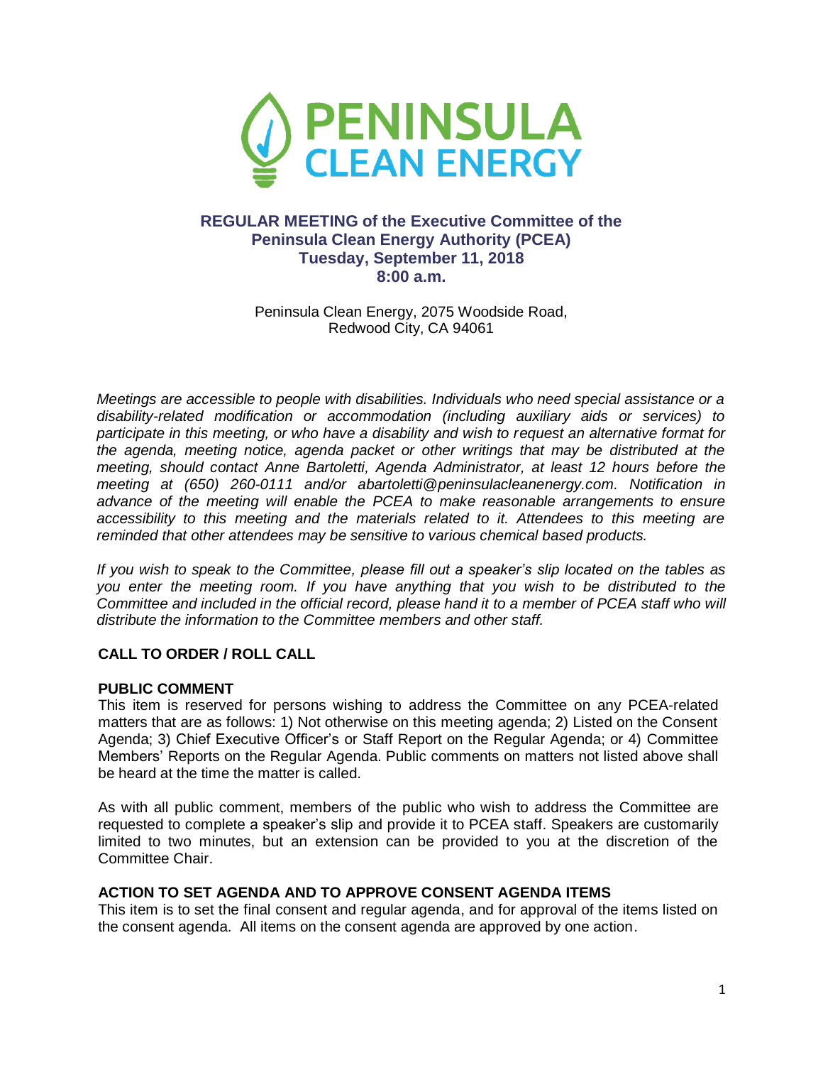# PENINSULA CLEAN ENERGY

## REGULAR MEETING of the Executive Committee of the Peninsula Clean Energy Authority (PCEA)
## Tuesday, September 11, 2018
## 8:00 a.m.

Peninsula Clean Energy, 2075 Woodside Road,
Redwood City, CA 94061

*Meetings are accessible to people with disabilities. Individuals who need special assistance or a disability-related modification or accommodation (including auxiliary aids or services) to participate in this meeting, or who have a disability and wish to request an alternative format for the agenda, meeting notice, agenda packet or other writings that may be distributed at the meeting, should contact Anne Bartoletti, Agenda Administrator, at least 12 hours before the meeting at (650) 260-0111 and/or abartoletti@peninsulacleanenergy.com. Notification in advance of the meeting will enable the PCEA to make reasonable arrangements to ensure accessibility to this meeting and the materials related to it. Attendees to this meeting are reminded that other attendees may be sensitive to various chemical based products.*

*If you wish to speak to the Committee, please fill out a speaker's slip located on the tables as you enter the meeting room. If you have anything that you wish to be distributed to the Committee and included in the official record, please hand it to a member of PCEA staff who will distribute the information to the Committee members and other staff.*

### CALL TO ORDER / ROLL CALL

### PUBLIC COMMENT

This item is reserved for persons wishing to address the Committee on any PCEA-related matters that are as follows: 1) Not otherwise on this meeting agenda; 2) Listed on the Consent Agenda; 3) Chief Executive Officer's or Staff Report on the Regular Agenda; or 4) Committee Members' Reports on the Regular Agenda. Public comments on matters not listed above shall be heard at the time the matter is called.

As with all public comment, members of the public who wish to address the Committee are requested to complete a speaker's slip and provide it to PCEA staff. Speakers are customarily limited to two minutes, but an extension can be provided to you at the discretion of the Committee Chair.

### ACTION TO SET AGENDA AND TO APPROVE CONSENT AGENDA ITEMS

This item is to set the final consent and regular agenda, and for approval of the items listed on the consent agenda. All items on the consent agenda are approved by one action.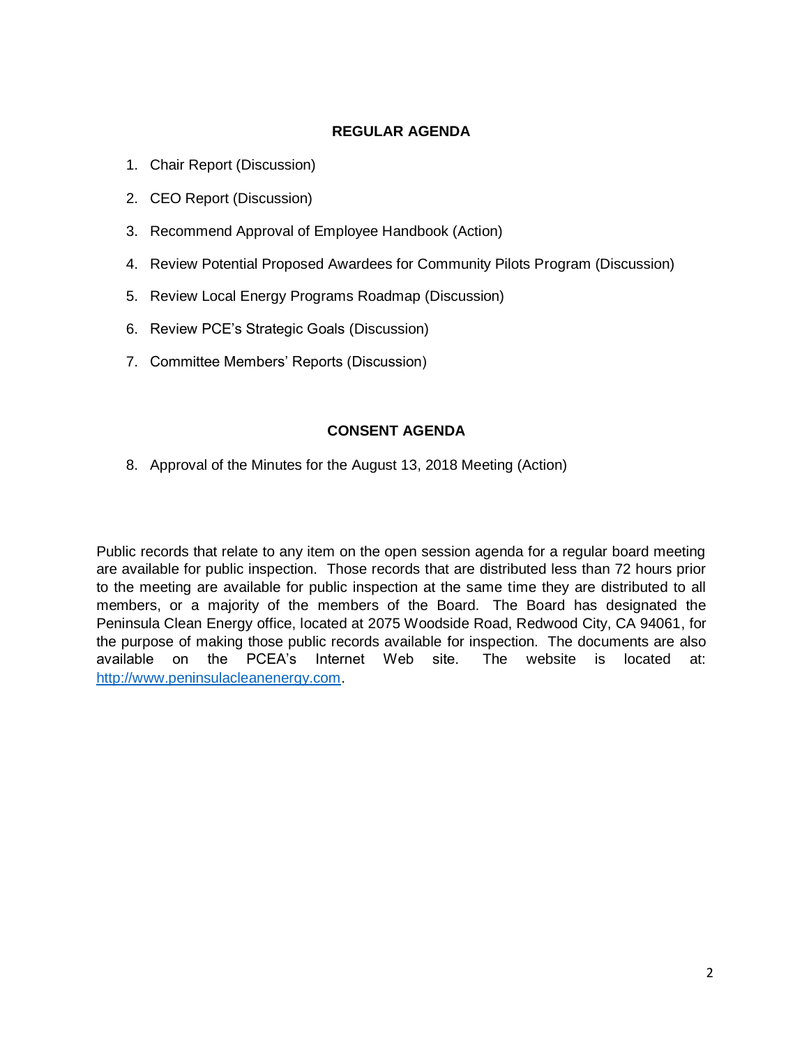## REGULAR AGENDA

1. Chair Report (Discussion)
2. CEO Report (Discussion)
3. Recommend Approval of Employee Handbook (Action)
4. Review Potential Proposed Awardees for Community Pilots Program (Discussion)
5. Review Local Energy Programs Roadmap (Discussion)
6. Review PCE's Strategic Goals (Discussion)
7. Committee Members' Reports (Discussion)

## CONSENT AGENDA

8. Approval of the Minutes for the August 13, 2018 Meeting (Action)

Public records that relate to any item on the open session agenda for a regular board meeting are available for public inspection. Those records that are distributed less than 72 hours prior to the meeting are available for public inspection at the same time they are distributed to all members, or a majority of the members of the Board. The Board has designated the Peninsula Clean Energy office, located at 2075 Woodside Road, Redwood City, CA 94061, for the purpose of making those public records available for inspection. The documents are also available on the PCEA's Internet Web site. The website is located at: http://www.peninsulacleanenergy.com.